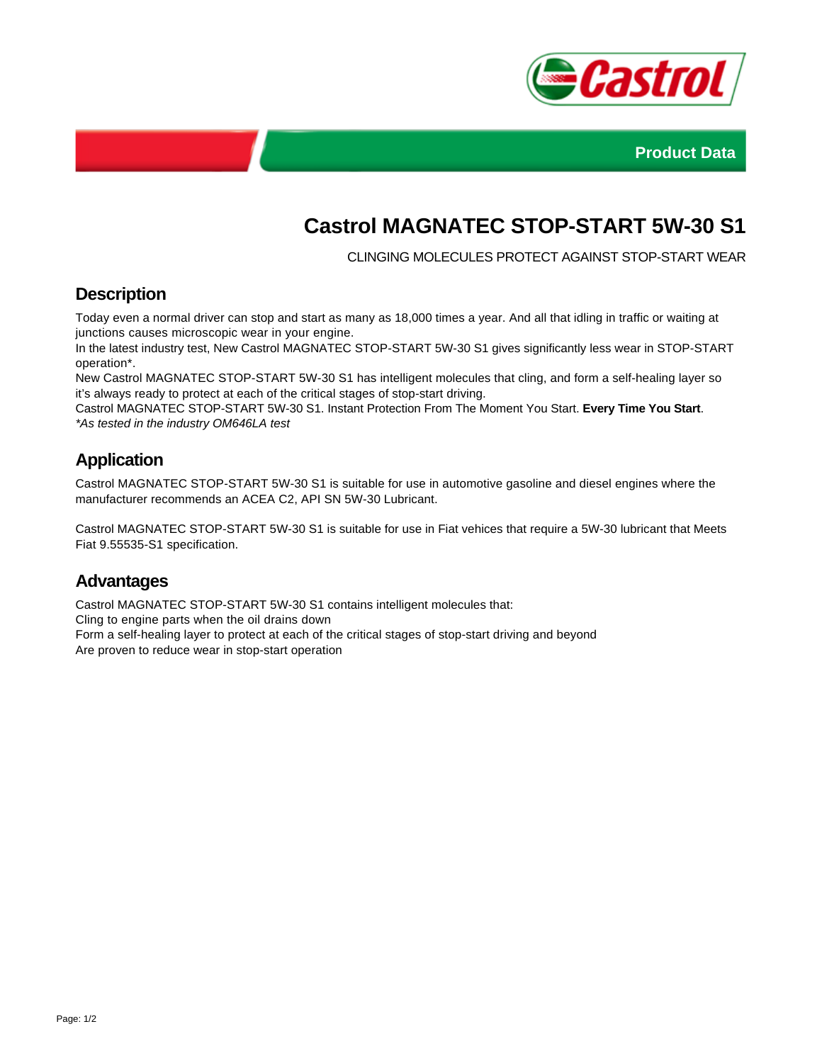Product Data

# Castrol MAGNATEC STOP-START 5W-30 S1

CLINGING MOLECULES PROTECT AGAINST STOP-START WEAR

## Description

Today even a normal driver can stop and start as many as 18,000 times a year. And all that idling in traffic or waiting at junctions causes microscopic wear in your engine.
In the latest industry test, New Castrol MAGNATEC STOP-START 5W-30 S1 gives significantly less wear in STOP-START operation*.
New Castrol MAGNATEC STOP-START 5W-30 S1 has intelligent molecules that cling, and form a self-healing layer so it's always ready to protect at each of the critical stages of stop-start driving.
Castrol MAGNATEC STOP-START 5W-30 S1. Instant Protection From The Moment You Start. **Every Time You Start**.
*\*As tested in the industry OM646LA test*

## Application

Castrol MAGNATEC STOP-START 5W-30 S1 is suitable for use in automotive gasoline and diesel engines where the manufacturer recommends an ACEA C2, API SN 5W-30 Lubricant.

Castrol MAGNATEC STOP-START 5W-30 S1 is suitable for use in Fiat vehices that require a 5W-30 lubricant that Meets Fiat 9.55535-S1 specification.

## Advantages

Castrol MAGNATEC STOP-START 5W-30 S1 contains intelligent molecules that:
Cling to engine parts when the oil drains down
Form a self-healing layer to protect at each of the critical stages of stop-start driving and beyond
Are proven to reduce wear in stop-start operation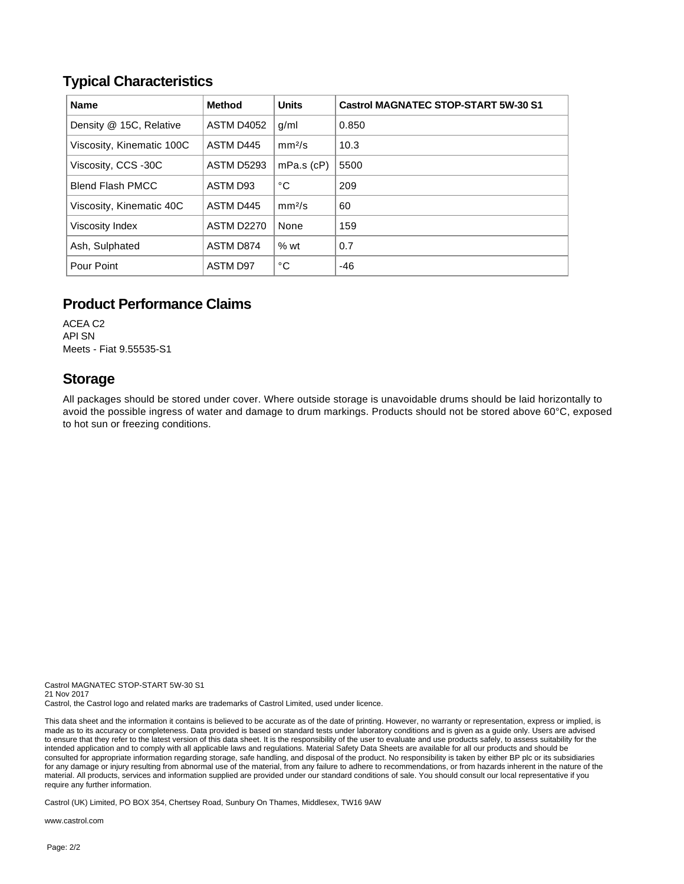## Typical Characteristics

| Name | Method | Units | Castrol MAGNATEC STOP-START 5W-30 S1 |
| --- | --- | --- | --- |
| Density @ 15C, Relative | ASTM D4052 | g/ml | 0.850 |
| Viscosity, Kinematic 100C | ASTM D445 | $mm^2/s$ | 10.3 |
| Viscosity, CCS -30C | ASTM D5293 | mPa.s (cP) | 5500 |
| Blend Flash PMCC | ASTM D93 | °C | 209 |
| Viscosity, Kinematic 40C | ASTM D445 | $mm^2/s$ | 60 |
| Viscosity Index | ASTM D2270 | None | 159 |
| Ash, Sulphated | ASTM D874 | % wt | 0.7 |
| Pour Point | ASTM D97 | °C | -46 |

## Product Performance Claims

ACEA C2
API SN
Meets - Fiat 9.55535-S1

## Storage

All packages should be stored under cover. Where outside storage is unavoidable drums should be laid horizontally to avoid the possible ingress of water and damage to drum markings. Products should not be stored above 60°C, exposed to hot sun or freezing conditions.

Castrol MAGNATEC STOP-START 5W-30 S1
21 Nov 2017
Castrol, the Castrol logo and related marks are trademarks of Castrol Limited, used under licence.

This data sheet and the information it contains is believed to be accurate as of the date of printing. However, no warranty or representation, express or implied, is made as to its accuracy or completeness. Data provided is based on standard tests under laboratory conditions and is given as a guide only. Users are advised to ensure that they refer to the latest version of this data sheet. It is the responsibility of the user to evaluate and use products safely, to assess suitability for the intended application and to comply with all applicable laws and regulations. Material Safety Data Sheets are available for all our products and should be consulted for appropriate information regarding storage, safe handling, and disposal of the product. No responsibility is taken by either BP plc or its subsidiaries for any damage or injury resulting from abnormal use of the material, from any failure to adhere to recommendations, or from hazards inherent in the nature of the material. All products, services and information supplied are provided under our standard conditions of sale. You should consult our local representative if you require any further information.

Castrol (UK) Limited, PO BOX 354, Chertsey Road, Sunbury On Thames, Middlesex, TW16 9AW

www.castrol.com